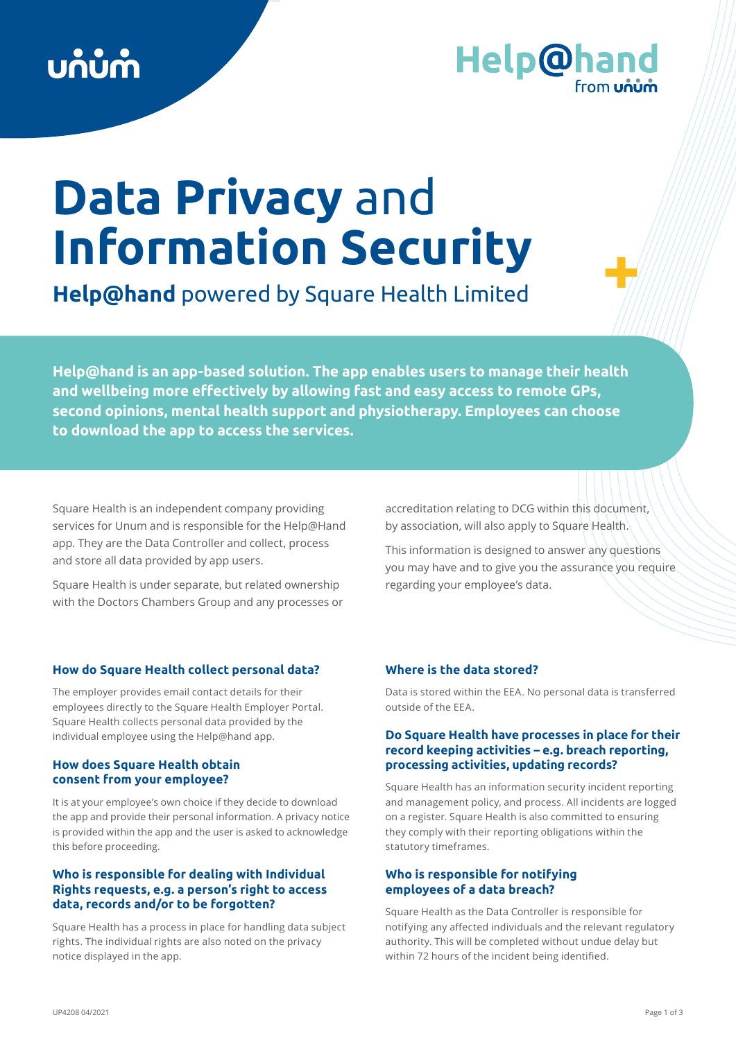# **Data Privacy** and **Information Security**

## **Help@hand** powered by Square Health Limited

**Help@hand is an app-based solution. The app enables users to manage their health and wellbeing more effectively by allowing fast and easy access to remote GPs, second opinions, mental health support and physiotherapy. Employees can choose to download the app to access the services.**

Square Health is an independent company providing services for Unum and is responsible for the Help@Hand app. They are the Data Controller and collect, process and store all data provided by app users.

Square Health is under separate, but related ownership with the Doctors Chambers Group and any processes or accreditation relating to DCG within this document, by association, will also apply to Square Health.

This information is designed to answer any questions you may have and to give you the assurance you require regarding your employee's data.

### How do Square Health collect personal data?

The employer provides email contact details for their employees directly to the Square Health Employer Portal. Square Health collects personal data provided by the individual employee using the Help@hand app.

### How does Square Health obtain consent from your employee?

It is at your employee's own choice if they decide to download the app and provide their personal information. A privacy notice is provided within the app and the user is asked to acknowledge this before proceeding.

### Who is responsible for dealing with Individual Rights requests, e.g. a person's right to access data, records and/or to be forgotten?

Square Health has a process in place for handling data subject rights. The individual rights are also noted on the privacy notice displayed in the app.

### Where is the data stored?

Data is stored within the EEA. No personal data is transferred outside of the EEA.

### Do Square Health have processes in place for their record keeping activities – e.g. breach reporting, processing activities, updating records?

Square Health has an information security incident reporting and management policy, and process. All incidents are logged on a register. Square Health is also committed to ensuring they comply with their reporting obligations within the statutory timeframes.

### Who is responsible for notifying employees of a data breach?

Square Health as the Data Controller is responsible for notifying any affected individuals and the relevant regulatory authority. This will be completed without undue delay but within 72 hours of the incident being identified.

UP4208 04/2021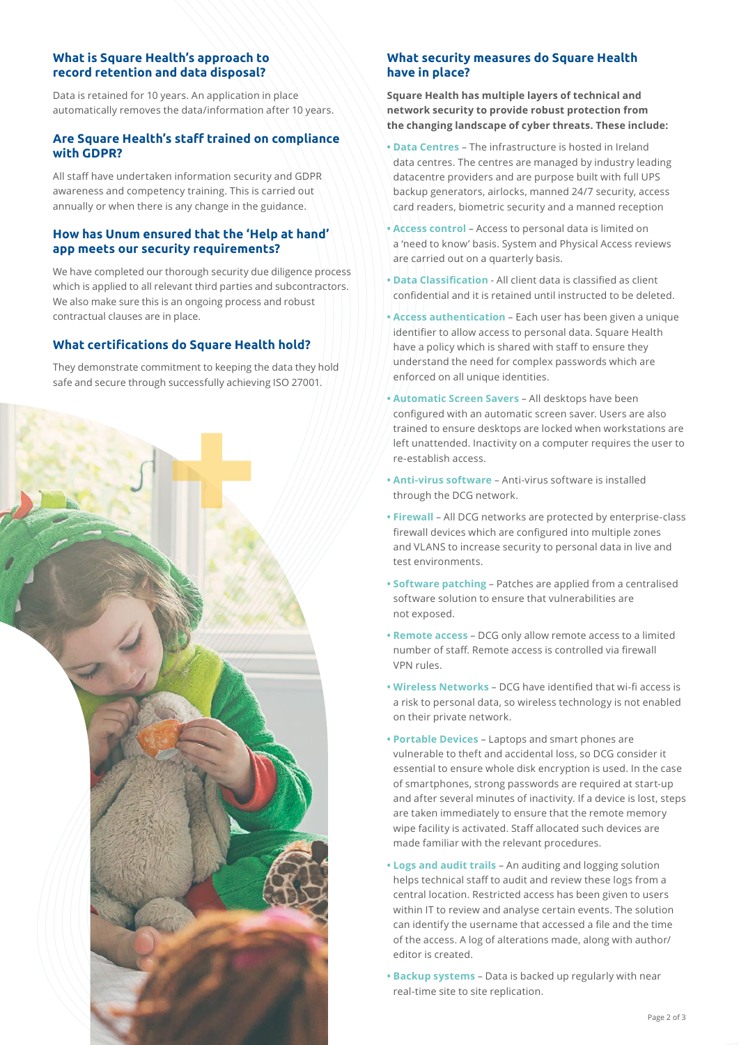### What is Square Health's approach to record retention and data disposal?

Data is retained for 10 years. An application in place automatically removes the data/information after 10 years.

### Are Square Health's staff trained on compliance with GDPR?

All staff have undertaken information security and GDPR awareness and competency training. This is carried out annually or when there is any change in the guidance.

### How has Unum ensured that the 'Help at hand' app meets our security requirements?

We have completed our thorough security due diligence process which is applied to all relevant third parties and subcontractors. We also make sure this is an ongoing process and robust contractual clauses are in place.

### What certifications do Square Health hold?

They demonstrate commitment to keeping the data they hold safe and secure through successfully achieving ISO 27001.

### What security measures do Square Health have in place?

**Square Health has multiple layers of technical and network security to provide robust protection from the changing landscape of cyber threats. These include:**

- **Data Centres** – The infrastructure is hosted in Ireland data centres. The centres are managed by industry leading datacentre providers and are purpose built with full UPS backup generators, airlocks, manned 24/7 security, access card readers, biometric security and a manned reception
- **Access control** – Access to personal data is limited on a 'need to know' basis. System and Physical Access reviews are carried out on a quarterly basis.
- **Data Classification** - All client data is classified as client confidential and it is retained until instructed to be deleted.
- **Access authentication** – Each user has been given a unique identifier to allow access to personal data. Square Health have a policy which is shared with staff to ensure they understand the need for complex passwords which are enforced on all unique identities.
- **Automatic Screen Savers** – All desktops have been configured with an automatic screen saver. Users are also trained to ensure desktops are locked when workstations are left unattended. Inactivity on a computer requires the user to re-establish access.
- **Anti-virus software** – Anti-virus software is installed through the DCG network.
- **Firewall** – All DCG networks are protected by enterprise-class firewall devices which are configured into multiple zones and VLANS to increase security to personal data in live and test environments.
- **Software patching** – Patches are applied from a centralised software solution to ensure that vulnerabilities are not exposed.
- **Remote access** – DCG only allow remote access to a limited number of staff. Remote access is controlled via firewall VPN rules.
- **Wireless Networks** – DCG have identified that wi-fi access is a risk to personal data, so wireless technology is not enabled on their private network.
- **Portable Devices** – Laptops and smart phones are vulnerable to theft and accidental loss, so DCG consider it essential to ensure whole disk encryption is used. In the case of smartphones, strong passwords are required at start-up and after several minutes of inactivity. If a device is lost, steps are taken immediately to ensure that the remote memory wipe facility is activated. Staff allocated such devices are made familiar with the relevant procedures.
- **Logs and audit trails** – An auditing and logging solution helps technical staff to audit and review these logs from a central location. Restricted access has been given to users within IT to review and analyse certain events. The solution can identify the username that accessed a file and the time of the access. A log of alterations made, along with author/editor is created.
- **Backup systems** – Data is backed up regularly with near real-time site to site replication.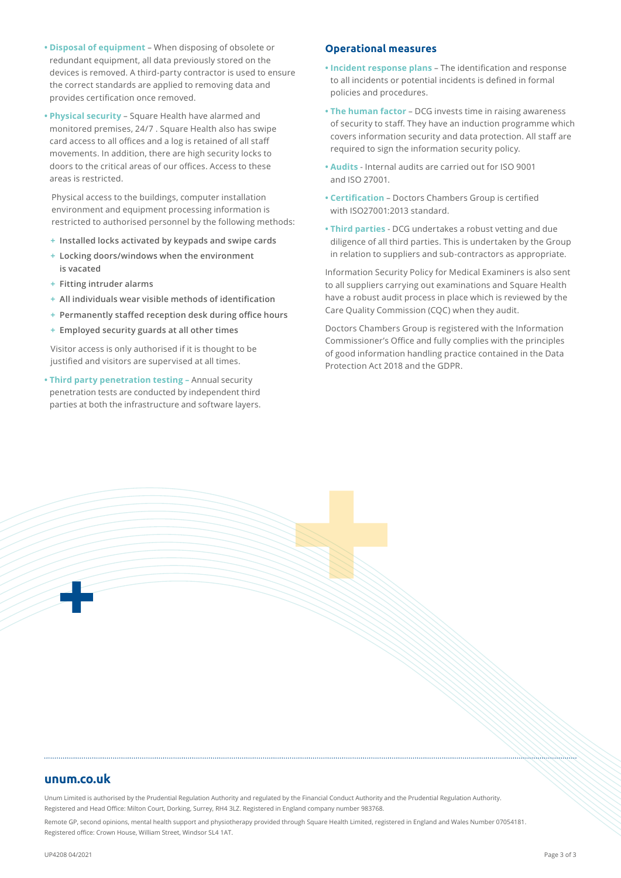- **Disposal of equipment** – When disposing of obsolete or redundant equipment, all data previously stored on the devices is removed. A third-party contractor is used to ensure the correct standards are applied to removing data and provides certification once removed.
- **Physical security** – Square Health have alarmed and monitored premises, 24/7 . Square Health also has swipe card access to all offices and a log is retained of all staff movements. In addition, there are high security locks to doors to the critical areas of our offices. Access to these areas is restricted.

  Physical access to the buildings, computer installation environment and equipment processing information is restricted to authorised personnel by the following methods:

  - Installed locks activated by keypads and swipe cards
  - Locking doors/windows when the environment is vacated
  - Fitting intruder alarms
  - All individuals wear visible methods of identification
  - Permanently staffed reception desk during office hours
  - Employed security guards at all other times

  Visitor access is only authorised if it is thought to be justified and visitors are supervised at all times.
- **Third party penetration testing** – Annual security penetration tests are conducted by independent third parties at both the infrastructure and software layers.

## Operational measures

- **Incident response plans** – The identification and response to all incidents or potential incidents is defined in formal policies and procedures.
- **The human factor** – DCG invests time in raising awareness of security to staff. They have an induction programme which covers information security and data protection. All staff are required to sign the information security policy.
- **Audits** - Internal audits are carried out for ISO 9001 and ISO 27001.
- **Certification** – Doctors Chambers Group is certified with ISO27001:2013 standard.
- **Third parties** - DCG undertakes a robust vetting and due diligence of all third parties. This is undertaken by the Group in relation to suppliers and sub-contractors as appropriate.

Information Security Policy for Medical Examiners is also sent to all suppliers carrying out examinations and Square Health have a robust audit process in place which is reviewed by the Care Quality Commission (CQC) when they audit.

Doctors Chambers Group is registered with the Information Commissioner's Office and fully complies with the principles of good information handling practice contained in the Data Protection Act 2018 and the GDPR.

**unum.co.uk**

Unum Limited is authorised by the Prudential Regulation Authority and regulated by the Financial Conduct Authority and the Prudential Regulation Authority. Registered and Head Office: Milton Court, Dorking, Surrey, RH4 3LZ. Registered in England company number 983768.

Remote GP, second opinions, mental health support and physiotherapy provided through Square Health Limited, registered in England and Wales Number 07054181. Registered office: Crown House, William Street, Windsor SL4 1AT.

UP4208 04/2021